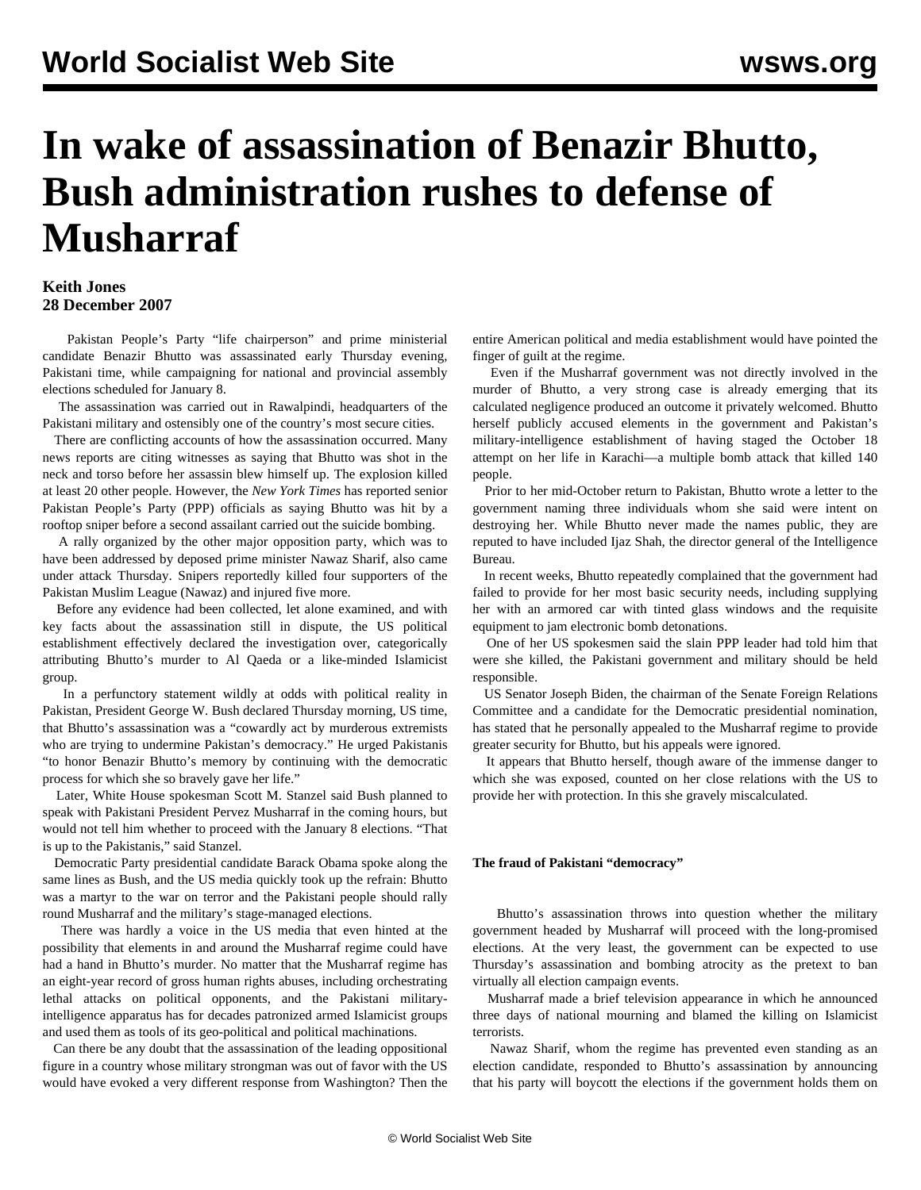# In wake of assassination of Benazir Bhutto, Bush administration rushes to defense of Musharraf

**Keith Jones**
**28 December 2007**

Pakistan People's Party "life chairperson" and prime ministerial candidate Benazir Bhutto was assassinated early Thursday evening, Pakistani time, while campaigning for national and provincial assembly elections scheduled for January 8.

The assassination was carried out in Rawalpindi, headquarters of the Pakistani military and ostensibly one of the country's most secure cities.

There are conflicting accounts of how the assassination occurred. Many news reports are citing witnesses as saying that Bhutto was shot in the neck and torso before her assassin blew himself up. The explosion killed at least 20 other people. However, the *New York Times* has reported senior Pakistan People's Party (PPP) officials as saying Bhutto was hit by a rooftop sniper before a second assailant carried out the suicide bombing.

A rally organized by the other major opposition party, which was to have been addressed by deposed prime minister Nawaz Sharif, also came under attack Thursday. Snipers reportedly killed four supporters of the Pakistan Muslim League (Nawaz) and injured five more.

Before any evidence had been collected, let alone examined, and with key facts about the assassination still in dispute, the US political establishment effectively declared the investigation over, categorically attributing Bhutto's murder to Al Qaeda or a like-minded Islamicist group.

In a perfunctory statement wildly at odds with political reality in Pakistan, President George W. Bush declared Thursday morning, US time, that Bhutto's assassination was a "cowardly act by murderous extremists who are trying to undermine Pakistan's democracy." He urged Pakistanis "to honor Benazir Bhutto's memory by continuing with the democratic process for which she so bravely gave her life."

Later, White House spokesman Scott M. Stanzel said Bush planned to speak with Pakistani President Pervez Musharraf in the coming hours, but would not tell him whether to proceed with the January 8 elections. "That is up to the Pakistanis," said Stanzel.

Democratic Party presidential candidate Barack Obama spoke along the same lines as Bush, and the US media quickly took up the refrain: Bhutto was a martyr to the war on terror and the Pakistani people should rally round Musharraf and the military's stage-managed elections.

There was hardly a voice in the US media that even hinted at the possibility that elements in and around the Musharraf regime could have had a hand in Bhutto's murder. No matter that the Musharraf regime has an eight-year record of gross human rights abuses, including orchestrating lethal attacks on political opponents, and the Pakistani military-intelligence apparatus has for decades patronized armed Islamicist groups and used them as tools of its geo-political and political machinations.

Can there be any doubt that the assassination of the leading oppositional figure in a country whose military strongman was out of favor with the US would have evoked a very different response from Washington? Then the entire American political and media establishment would have pointed the finger of guilt at the regime.

Even if the Musharraf government was not directly involved in the murder of Bhutto, a very strong case is already emerging that its calculated negligence produced an outcome it privately welcomed. Bhutto herself publicly accused elements in the government and Pakistan's military-intelligence establishment of having staged the October 18 attempt on her life in Karachi—a multiple bomb attack that killed 140 people.

Prior to her mid-October return to Pakistan, Bhutto wrote a letter to the government naming three individuals whom she said were intent on destroying her. While Bhutto never made the names public, they are reputed to have included Ijaz Shah, the director general of the Intelligence Bureau.

In recent weeks, Bhutto repeatedly complained that the government had failed to provide for her most basic security needs, including supplying her with an armored car with tinted glass windows and the requisite equipment to jam electronic bomb detonations.

One of her US spokesmen said the slain PPP leader had told him that were she killed, the Pakistani government and military should be held responsible.

US Senator Joseph Biden, the chairman of the Senate Foreign Relations Committee and a candidate for the Democratic presidential nomination, has stated that he personally appealed to the Musharraf regime to provide greater security for Bhutto, but his appeals were ignored.

It appears that Bhutto herself, though aware of the immense danger to which she was exposed, counted on her close relations with the US to provide her with protection. In this she gravely miscalculated.

**The fraud of Pakistani "democracy"**

Bhutto's assassination throws into question whether the military government headed by Musharraf will proceed with the long-promised elections. At the very least, the government can be expected to use Thursday's assassination and bombing atrocity as the pretext to ban virtually all election campaign events.

Musharraf made a brief television appearance in which he announced three days of national mourning and blamed the killing on Islamicist terrorists.

Nawaz Sharif, whom the regime has prevented even standing as an election candidate, responded to Bhutto's assassination by announcing that his party will boycott the elections if the government holds them on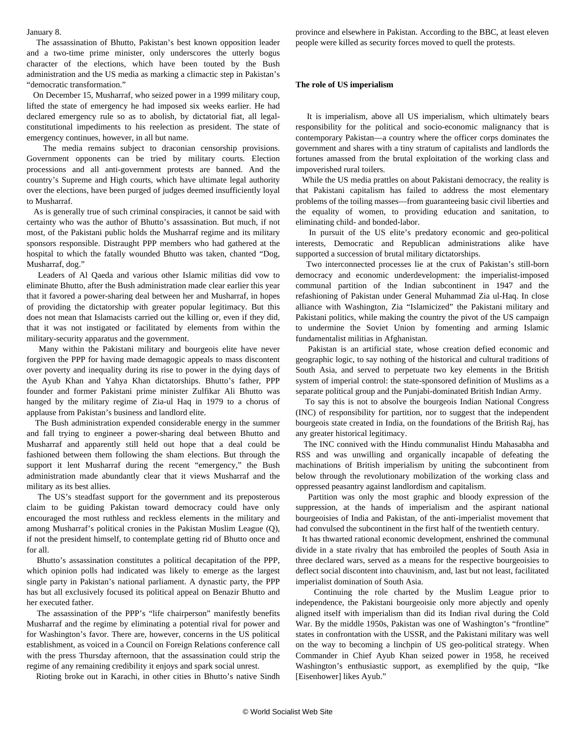January 8.

The assassination of Bhutto, Pakistan's best known opposition leader and a two-time prime minister, only underscores the utterly bogus character of the elections, which have been touted by the Bush administration and the US media as marking a climactic step in Pakistan's "democratic transformation."

On December 15, Musharraf, who seized power in a 1999 military coup, lifted the state of emergency he had imposed six weeks earlier. He had declared emergency rule so as to abolish, by dictatorial fiat, all legal-constitutional impediments to his reelection as president. The state of emergency continues, however, in all but name.

The media remains subject to draconian censorship provisions. Government opponents can be tried by military courts. Election processions and all anti-government protests are banned. And the country's Supreme and High courts, which have ultimate legal authority over the elections, have been purged of judges deemed insufficiently loyal to Musharraf.

As is generally true of such criminal conspiracies, it cannot be said with certainty who was the author of Bhutto's assassination. But much, if not most, of the Pakistani public holds the Musharraf regime and its military sponsors responsible. Distraught PPP members who had gathered at the hospital to which the fatally wounded Bhutto was taken, chanted "Dog, Musharraf, dog."

Leaders of Al Qaeda and various other Islamic militias did vow to eliminate Bhutto, after the Bush administration made clear earlier this year that it favored a power-sharing deal between her and Musharraf, in hopes of providing the dictatorship with greater popular legitimacy. But this does not mean that Islamacists carried out the killing or, even if they did, that it was not instigated or facilitated by elements from within the military-security apparatus and the government.

Many within the Pakistani military and bourgeois elite have never forgiven the PPP for having made demagogic appeals to mass discontent over poverty and inequality during its rise to power in the dying days of the Ayub Khan and Yahya Khan dictatorships. Bhutto's father, PPP founder and former Pakistani prime minister Zulfikar Ali Bhutto was hanged by the military regime of Zia-ul Haq in 1979 to a chorus of applause from Pakistan's business and landlord elite.

The Bush administration expended considerable energy in the summer and fall trying to engineer a power-sharing deal between Bhutto and Musharraf and apparently still held out hope that a deal could be fashioned between them following the sham elections. But through the support it lent Musharraf during the recent "emergency," the Bush administration made abundantly clear that it views Musharraf and the military as its best allies.

The US's steadfast support for the government and its preposterous claim to be guiding Pakistan toward democracy could have only encouraged the most ruthless and reckless elements in the military and among Musharraf's political cronies in the Pakistan Muslim League (Q), if not the president himself, to contemplate getting rid of Bhutto once and for all.

Bhutto's assassination constitutes a political decapitation of the PPP, which opinion polls had indicated was likely to emerge as the largest single party in Pakistan's national parliament. A dynastic party, the PPP has but all exclusively focused its political appeal on Benazir Bhutto and her executed father.

The assassination of the PPP's "life chairperson" manifestly benefits Musharraf and the regime by eliminating a potential rival for power and for Washington's favor. There are, however, concerns in the US political establishment, as voiced in a Council on Foreign Relations conference call with the press Thursday afternoon, that the assassination could strip the regime of any remaining credibility it enjoys and spark social unrest.

Rioting broke out in Karachi, in other cities in Bhutto's native Sindh province and elsewhere in Pakistan. According to the BBC, at least eleven people were killed as security forces moved to quell the protests.

**The role of US imperialism**

It is imperialism, above all US imperialism, which ultimately bears responsibility for the political and socio-economic malignancy that is contemporary Pakistan—a country where the officer corps dominates the government and shares with a tiny stratum of capitalists and landlords the fortunes amassed from the brutal exploitation of the working class and impoverished rural toilers.

While the US media prattles on about Pakistani democracy, the reality is that Pakistani capitalism has failed to address the most elementary problems of the toiling masses—from guaranteeing basic civil liberties and the equality of women, to providing education and sanitation, to eliminating child- and bonded-labor.

In pursuit of the US elite's predatory economic and geo-political interests, Democratic and Republican administrations alike have supported a succession of brutal military dictatorships.

Two interconnected processes lie at the crux of Pakistan's still-born democracy and economic underdevelopment: the imperialist-imposed communal partition of the Indian subcontinent in 1947 and the Islamicization of Pakistan under General Muhammad Zia ul-Haq. In close alliance with Washington, Zia "Islamicized" the Pakistani military and Pakistani politics, while making the country the pivot of the US campaign to undermine the Soviet Union by fomenting and arming Islamic fundamentalist militias in Afghanistan.

Pakistan is an artificial state, whose creation defied economic and geographic logic, to say nothing of the historical and cultural traditions of South Asia, and served to perpetuate two key elements in the British system of imperial control: the state-sponsored definition of Muslims as a separate political group and the Punjabi-dominated British Indian Army.

To say this is not to absolve the bourgeois Indian National Congress (INC) of responsibility for partition, nor to suggest that the independent bourgeois state created in India, on the foundations of the British Raj, has any greater historical legitimacy.

The INC connived with the Hindu communalist Hindu Mahasabha and RSS and was unwilling and organically incapable of defeating the machinations of British imperialism by uniting the subcontinent from below through the revolutionary mobilization of the working class and oppressed peasantry against landlordism and capitalism.

Partition was only the most graphic and bloody expression of the suppression, at the hands of imperialism and the aspirant national bourgeoisies of India and Pakistan, of the anti-imperialist movement that had convulsed the subcontinent in the first half of the twentieth century.

It has thwarted rational economic development, enshrined the communal divide in a state rivalry that has embroiled the peoples of South Asia in three declared wars, served as a means for the respective bourgeoisies to deflect social discontent into chauvinism, and, last but not least, facilitated imperialist domination of South Asia.

Continuing the role charted by the Muslim League prior to independence, the Pakistani bourgeoisie only more abjectly and openly aligned itself with imperialism than did its Indian rival during the Cold War. By the middle 1950s, Pakistan was one of Washington's "frontline" states in confrontation with the USSR, and the Pakistani military was well on the way to becoming a linchpin of US geo-political strategy. When Commander in Chief Ayub Khan seized power in 1958, he received Washington's enthusiastic support, as exemplified by the quip, "Ike [Eisenhower] likes Ayub."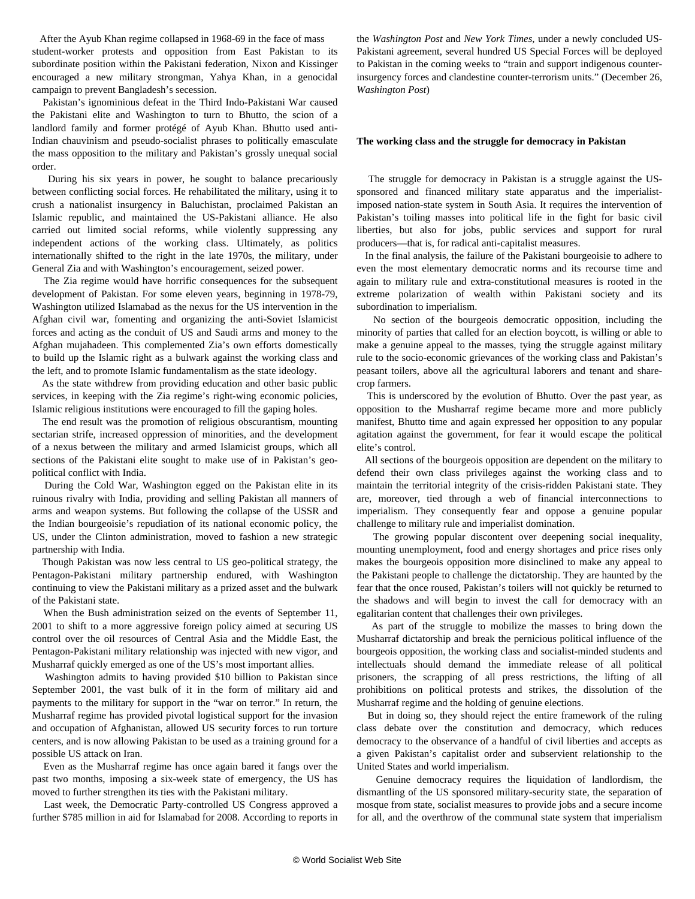After the Ayub Khan regime collapsed in 1968-69 in the face of mass student-worker protests and opposition from East Pakistan to its subordinate position within the Pakistani federation, Nixon and Kissinger encouraged a new military strongman, Yahya Khan, in a genocidal campaign to prevent Bangladesh's secession.

Pakistan's ignominious defeat in the Third Indo-Pakistani War caused the Pakistani elite and Washington to turn to Bhutto, the scion of a landlord family and former protégé of Ayub Khan. Bhutto used anti-Indian chauvinism and pseudo-socialist phrases to politically emasculate the mass opposition to the military and Pakistan's grossly unequal social order.

During his six years in power, he sought to balance precariously between conflicting social forces. He rehabilitated the military, using it to crush a nationalist insurgency in Baluchistan, proclaimed Pakistan an Islamic republic, and maintained the US-Pakistani alliance. He also carried out limited social reforms, while violently suppressing any independent actions of the working class. Ultimately, as politics internationally shifted to the right in the late 1970s, the military, under General Zia and with Washington's encouragement, seized power.

The Zia regime would have horrific consequences for the subsequent development of Pakistan. For some eleven years, beginning in 1978-79, Washington utilized Islamabad as the nexus for the US intervention in the Afghan civil war, fomenting and organizing the anti-Soviet Islamicist forces and acting as the conduit of US and Saudi arms and money to the Afghan mujahadeen. This complemented Zia's own efforts domestically to build up the Islamic right as a bulwark against the working class and the left, and to promote Islamic fundamentalism as the state ideology.

As the state withdrew from providing education and other basic public services, in keeping with the Zia regime's right-wing economic policies, Islamic religious institutions were encouraged to fill the gaping holes.

The end result was the promotion of religious obscurantism, mounting sectarian strife, increased oppression of minorities, and the development of a nexus between the military and armed Islamicist groups, which all sections of the Pakistani elite sought to make use of in Pakistan's geo-political conflict with India.

During the Cold War, Washington egged on the Pakistan elite in its ruinous rivalry with India, providing and selling Pakistan all manners of arms and weapon systems. But following the collapse of the USSR and the Indian bourgeoisie's repudiation of its national economic policy, the US, under the Clinton administration, moved to fashion a new strategic partnership with India.

Though Pakistan was now less central to US geo-political strategy, the Pentagon-Pakistani military partnership endured, with Washington continuing to view the Pakistani military as a prized asset and the bulwark of the Pakistani state.

When the Bush administration seized on the events of September 11, 2001 to shift to a more aggressive foreign policy aimed at securing US control over the oil resources of Central Asia and the Middle East, the Pentagon-Pakistani military relationship was injected with new vigor, and Musharraf quickly emerged as one of the US's most important allies.

Washington admits to having provided \$10 billion to Pakistan since September 2001, the vast bulk of it in the form of military aid and payments to the military for support in the "war on terror." In return, the Musharraf regime has provided pivotal logistical support for the invasion and occupation of Afghanistan, allowed US security forces to run torture centers, and is now allowing Pakistan to be used as a training ground for a possible US attack on Iran.

Even as the Musharraf regime has once again bared it fangs over the past two months, imposing a six-week state of emergency, the US has moved to further strengthen its ties with the Pakistani military.

Last week, the Democratic Party-controlled US Congress approved a further \$785 million in aid for Islamabad for 2008. According to reports in the *Washington Post* and *New York Times*, under a newly concluded US-Pakistani agreement, several hundred US Special Forces will be deployed to Pakistan in the coming weeks to "train and support indigenous counter-insurgency forces and clandestine counter-terrorism units." (December 26, *Washington Post*)

**The working class and the struggle for democracy in Pakistan**

The struggle for democracy in Pakistan is a struggle against the US-sponsored and financed military state apparatus and the imperialist-imposed nation-state system in South Asia. It requires the intervention of Pakistan's toiling masses into political life in the fight for basic civil liberties, but also for jobs, public services and support for rural producers—that is, for radical anti-capitalist measures.

In the final analysis, the failure of the Pakistani bourgeoisie to adhere to even the most elementary democratic norms and its recourse time and again to military rule and extra-constitutional measures is rooted in the extreme polarization of wealth within Pakistani society and its subordination to imperialism.

No section of the bourgeois democratic opposition, including the minority of parties that called for an election boycott, is willing or able to make a genuine appeal to the masses, tying the struggle against military rule to the socio-economic grievances of the working class and Pakistan's peasant toilers, above all the agricultural laborers and tenant and share-crop farmers.

This is underscored by the evolution of Bhutto. Over the past year, as opposition to the Musharraf regime became more and more publicly manifest, Bhutto time and again expressed her opposition to any popular agitation against the government, for fear it would escape the political elite's control.

All sections of the bourgeois opposition are dependent on the military to defend their own class privileges against the working class and to maintain the territorial integrity of the crisis-ridden Pakistani state. They are, moreover, tied through a web of financial interconnections to imperialism. They consequently fear and oppose a genuine popular challenge to military rule and imperialist domination.

The growing popular discontent over deepening social inequality, mounting unemployment, food and energy shortages and price rises only makes the bourgeois opposition more disinclined to make any appeal to the Pakistani people to challenge the dictatorship. They are haunted by the fear that the once roused, Pakistan's toilers will not quickly be returned to the shadows and will begin to invest the call for democracy with an egalitarian content that challenges their own privileges.

As part of the struggle to mobilize the masses to bring down the Musharraf dictatorship and break the pernicious political influence of the bourgeois opposition, the working class and socialist-minded students and intellectuals should demand the immediate release of all political prisoners, the scrapping of all press restrictions, the lifting of all prohibitions on political protests and strikes, the dissolution of the Musharraf regime and the holding of genuine elections.

But in doing so, they should reject the entire framework of the ruling class debate over the constitution and democracy, which reduces democracy to the observance of a handful of civil liberties and accepts as a given Pakistan's capitalist order and subservient relationship to the United States and world imperialism.

Genuine democracy requires the liquidation of landlordism, the dismantling of the US sponsored military-security state, the separation of mosque from state, socialist measures to provide jobs and a secure income for all, and the overthrow of the communal state system that imperialism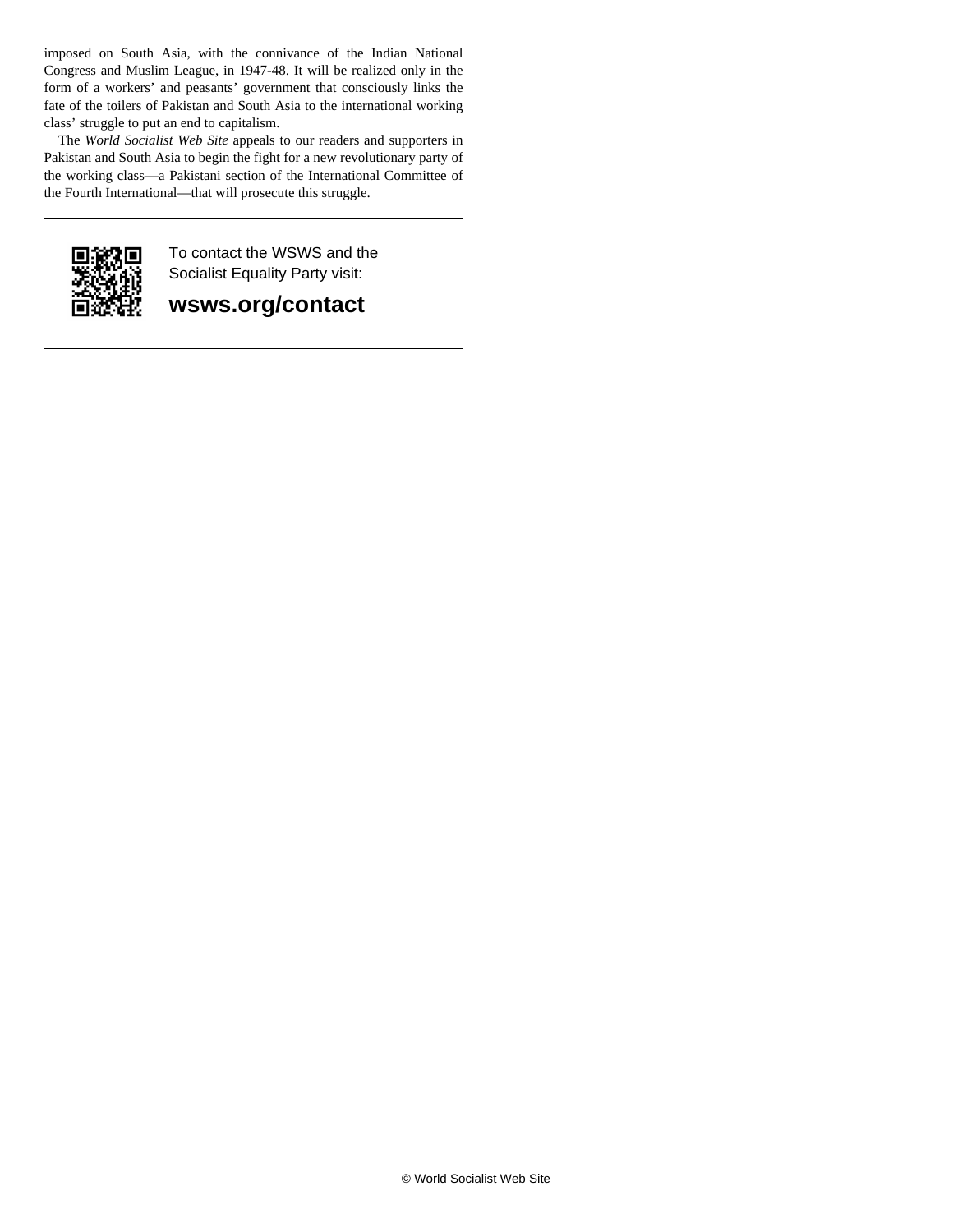imposed on South Asia, with the connivance of the Indian National Congress and Muslim League, in 1947-48. It will be realized only in the form of a workers' and peasants' government that consciously links the fate of the toilers of Pakistan and South Asia to the international working class' struggle to put an end to capitalism.

The *World Socialist Web Site* appeals to our readers and supporters in Pakistan and South Asia to begin the fight for a new revolutionary party of the working class—a Pakistani section of the International Committee of the Fourth International—that will prosecute this struggle.

To contact the WSWS and the Socialist Equality Party visit:

**wsws.org/contact**